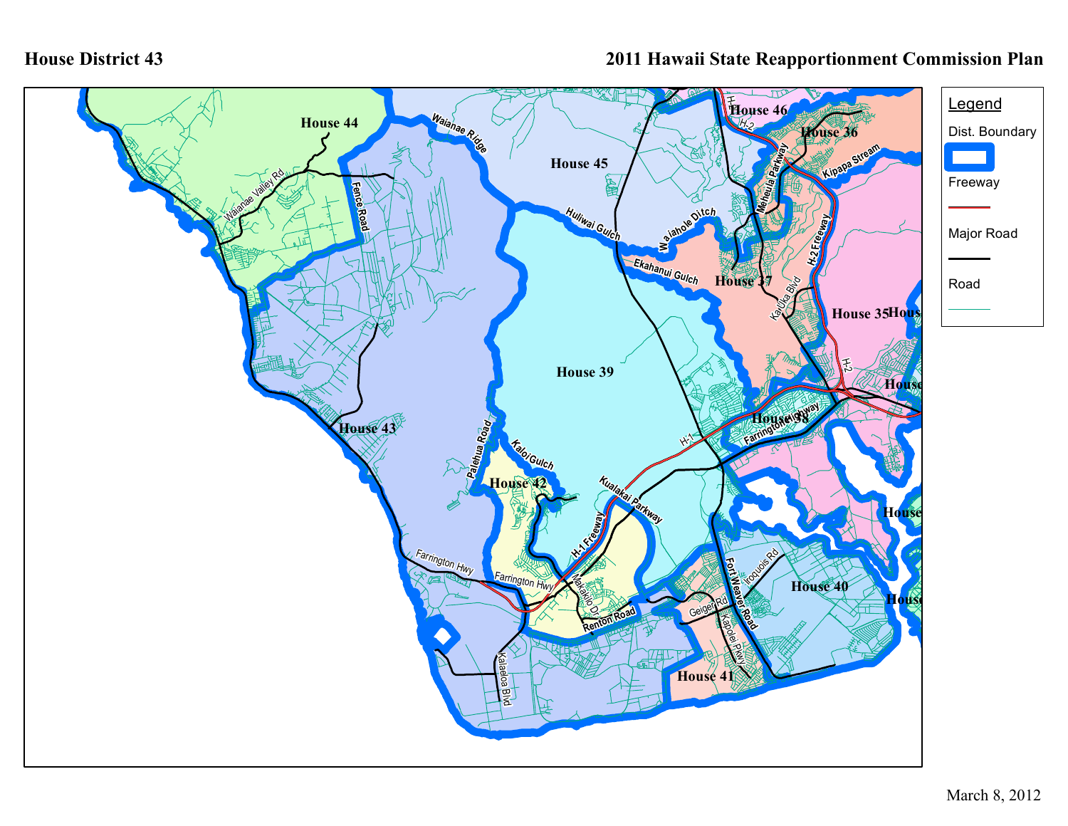# House District 43

## 2011 Hawaii State Reapportionment Commission Plan

**Legend**

- Dist. Boundary
- Freeway
- Major Road
- Road

House 44
House 45
House 46
House 36
House 37
House 35
House 39
House 38
House 43
House 42
House 40
House 41

Waianae Valley Rd
Fence Road
Waianae Ridge
Huliwai Gulch
Waiahole Ditch
Ekahanui Gulch
Meheula Parkway
Kipapa Stream
H-2 Freeway
Ka Uka Blvd
H-2
H-1
Farrington Highway
Palehua Road
Kaloi Gulch
Kualakai Parkway
H-1 Freeway
Farrington Hwy
Makakilo Dr
Renton Road
Geiger Rd
Iroquois Rd
Fort Weaver Road
Kapolei Pkwy
Kalaeloa Blvd

March 8, 2012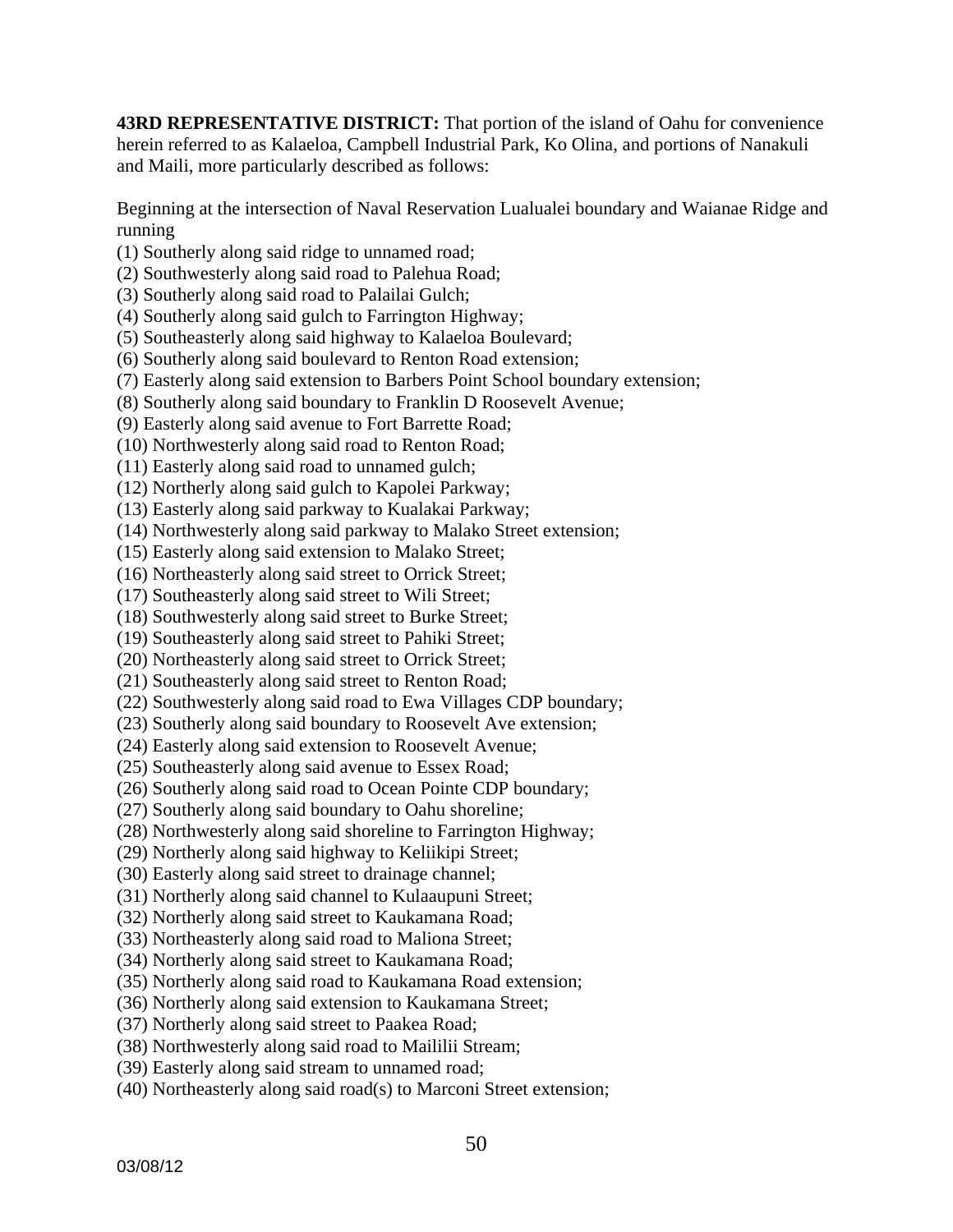**43RD REPRESENTATIVE DISTRICT:** That portion of the island of Oahu for convenience herein referred to as Kalaeloa, Campbell Industrial Park, Ko Olina, and portions of Nanakuli and Maili, more particularly described as follows:

Beginning at the intersection of Naval Reservation Lualualei boundary and Waianae Ridge and running

(1) Southerly along said ridge to unnamed road;
(2) Southwesterly along said road to Palehua Road;
(3) Southerly along said road to Palailai Gulch;
(4) Southerly along said gulch to Farrington Highway;
(5) Southeasterly along said highway to Kalaeloa Boulevard;
(6) Southerly along said boulevard to Renton Road extension;
(7) Easterly along said extension to Barbers Point School boundary extension;
(8) Southerly along said boundary to Franklin D Roosevelt Avenue;
(9) Easterly along said avenue to Fort Barrette Road;
(10) Northwesterly along said road to Renton Road;
(11) Easterly along said road to unnamed gulch;
(12) Northerly along said gulch to Kapolei Parkway;
(13) Easterly along said parkway to Kualakai Parkway;
(14) Northwesterly along said parkway to Malako Street extension;
(15) Easterly along said extension to Malako Street;
(16) Northeasterly along said street to Orrick Street;
(17) Southeasterly along said street to Wili Street;
(18) Southwesterly along said street to Burke Street;
(19) Southeasterly along said street to Pahiki Street;
(20) Northeasterly along said street to Orrick Street;
(21) Southeasterly along said street to Renton Road;
(22) Southwesterly along said road to Ewa Villages CDP boundary;
(23) Southerly along said boundary to Roosevelt Ave extension;
(24) Easterly along said extension to Roosevelt Avenue;
(25) Southeasterly along said avenue to Essex Road;
(26) Southerly along said road to Ocean Pointe CDP boundary;
(27) Southerly along said boundary to Oahu shoreline;
(28) Northwesterly along said shoreline to Farrington Highway;
(29) Northerly along said highway to Keliikipi Street;
(30) Easterly along said street to drainage channel;
(31) Northerly along said channel to Kulaaupuni Street;
(32) Northerly along said street to Kaukamana Road;
(33) Northeasterly along said road to Maliona Street;
(34) Northerly along said street to Kaukamana Road;
(35) Northerly along said road to Kaukamana Road extension;
(36) Northerly along said extension to Kaukamana Street;
(37) Northerly along said street to Paakea Road;
(38) Northwesterly along said road to Maililii Stream;
(39) Easterly along said stream to unnamed road;
(40) Northeasterly along said road(s) to Marconi Street extension;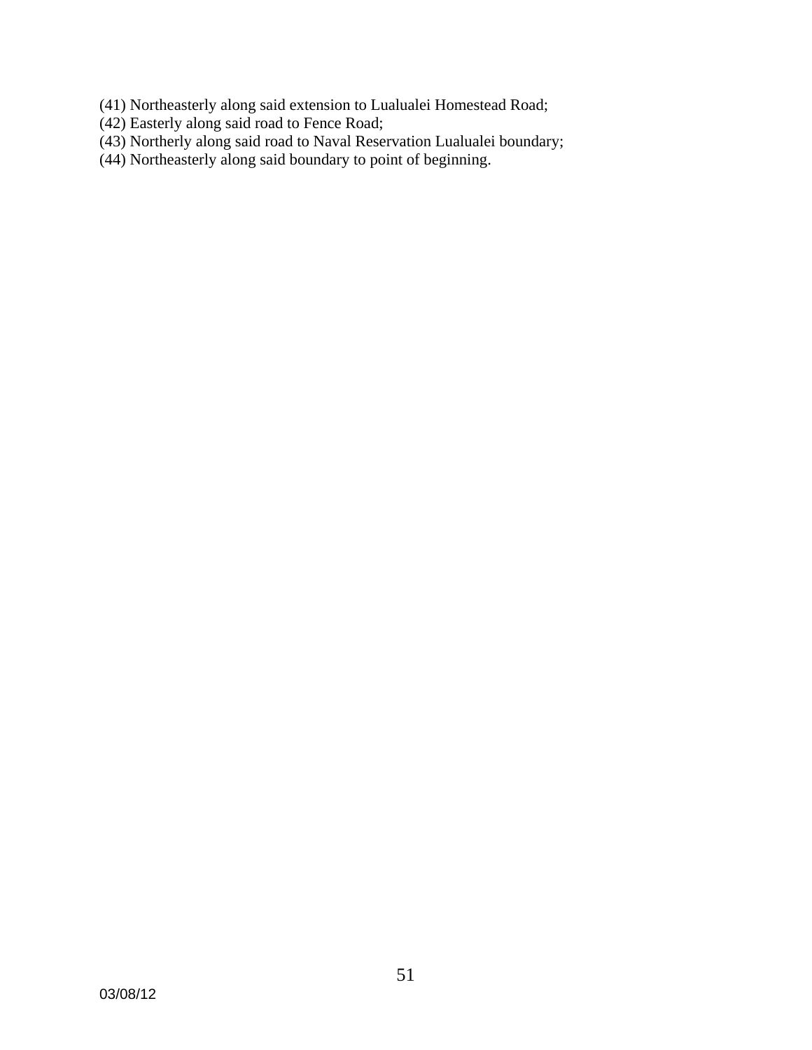(41) Northeasterly along said extension to Lualualei Homestead Road;
(42) Easterly along said road to Fence Road;
(43) Northerly along said road to Naval Reservation Lualualei boundary;
(44) Northeasterly along said boundary to point of beginning.